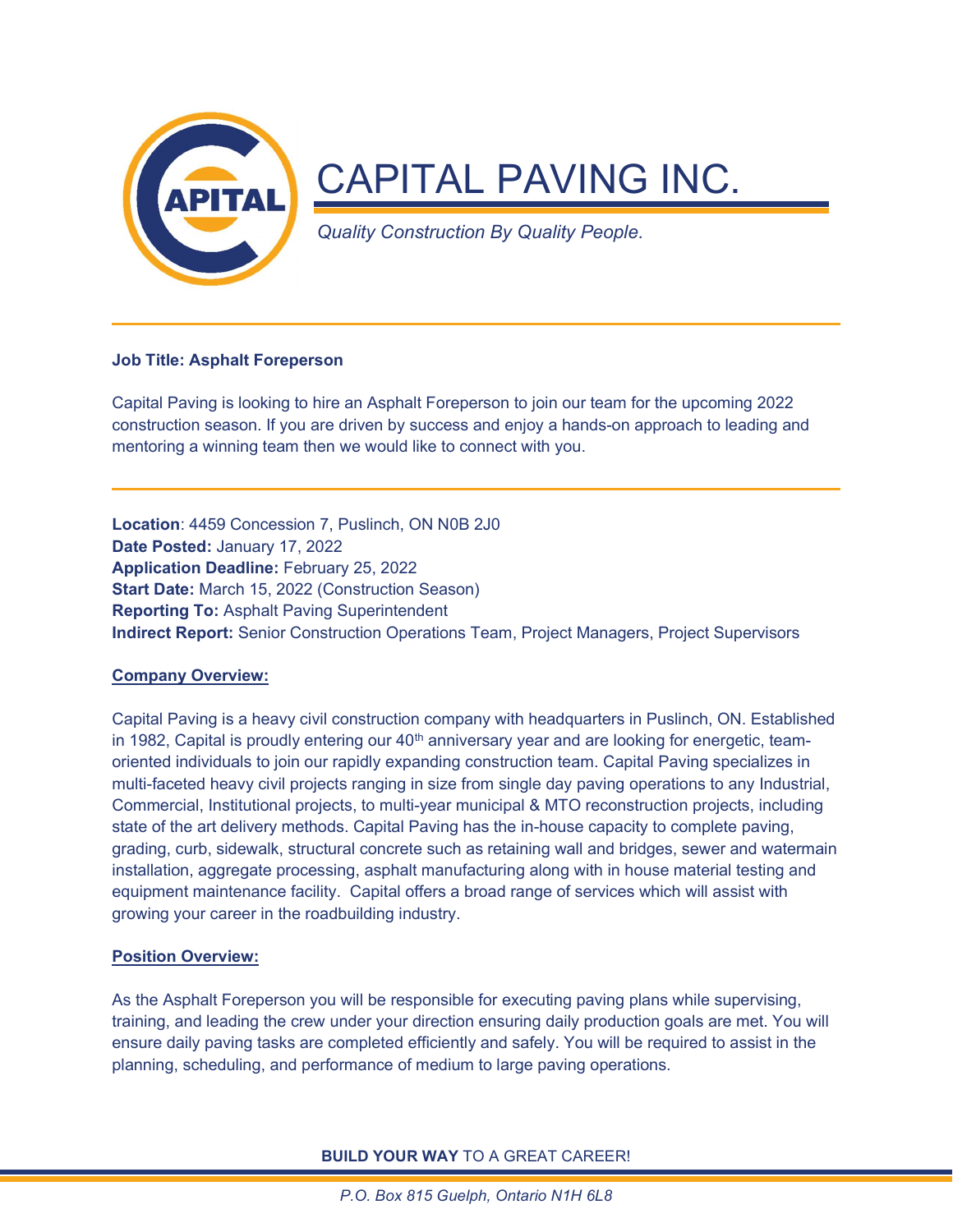# CAPITAL PAVING INC.

*Quality Construction By Quality People.*

**Job Title: Asphalt Foreperson**

Capital Paving is looking to hire an Asphalt Foreperson to join our team for the upcoming 2022 construction season. If you are driven by success and enjoy a hands-on approach to leading and mentoring a winning team then we would like to connect with you.

**Location**: 4459 Concession 7, Puslinch, ON N0B 2J0
**Date Posted:** January 17, 2022
**Application Deadline:** February 25, 2022
**Start Date:** March 15, 2022 (Construction Season)
**Reporting To:** Asphalt Paving Superintendent
**Indirect Report:** Senior Construction Operations Team, Project Managers, Project Supervisors

## Company Overview:

Capital Paving is a heavy civil construction company with headquarters in Puslinch, ON. Established in 1982, Capital is proudly entering our 40th anniversary year and are looking for energetic, team-oriented individuals to join our rapidly expanding construction team. Capital Paving specializes in multi-faceted heavy civil projects ranging in size from single day paving operations to any Industrial, Commercial, Institutional projects, to multi-year municipal & MTO reconstruction projects, including state of the art delivery methods. Capital Paving has the in-house capacity to complete paving, grading, curb, sidewalk, structural concrete such as retaining wall and bridges, sewer and watermain installation, aggregate processing, asphalt manufacturing along with in house material testing and equipment maintenance facility. Capital offers a broad range of services which will assist with growing your career in the roadbuilding industry.

## Position Overview:

As the Asphalt Foreperson you will be responsible for executing paving plans while supervising, training, and leading the crew under your direction ensuring daily production goals are met. You will ensure daily paving tasks are completed efficiently and safely. You will be required to assist in the planning, scheduling, and performance of medium to large paving operations.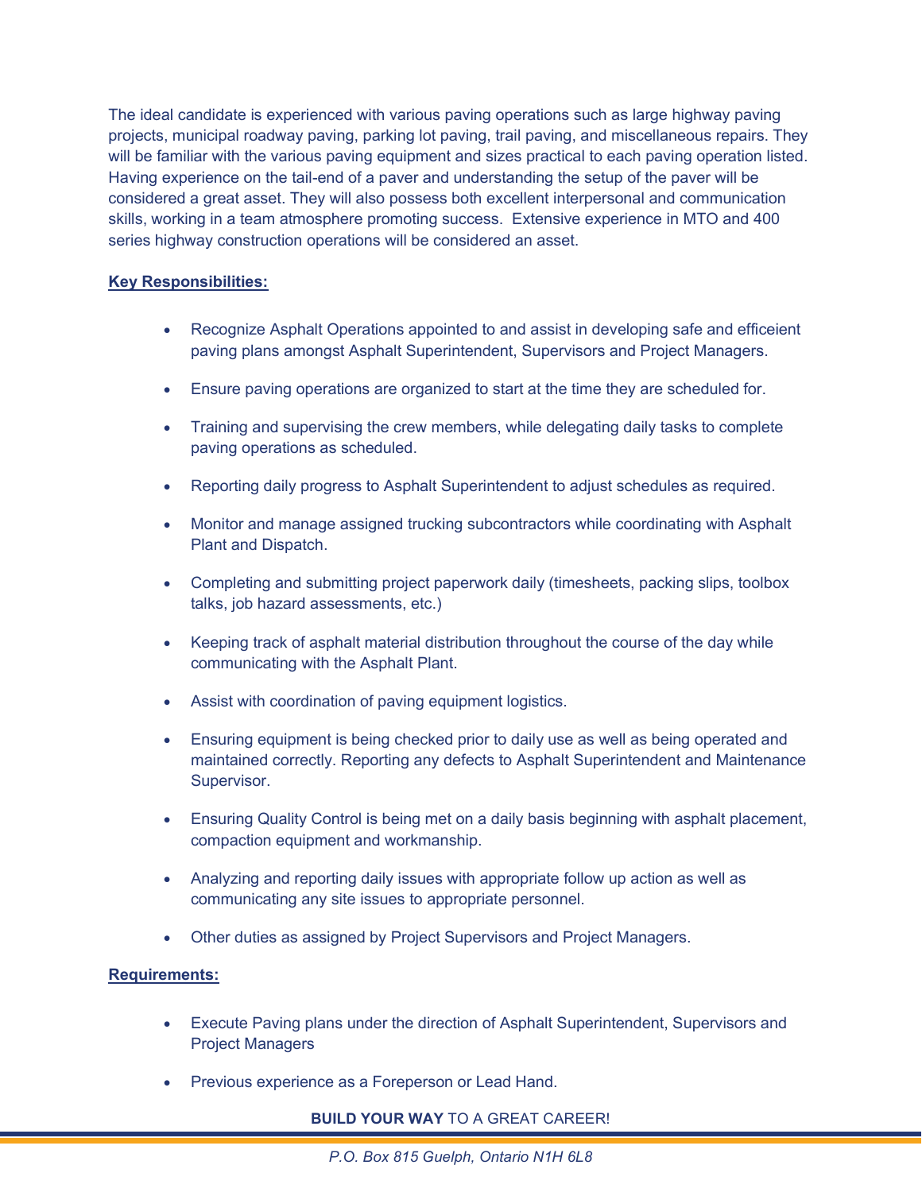The ideal candidate is experienced with various paving operations such as large highway paving projects, municipal roadway paving, parking lot paving, trail paving, and miscellaneous repairs. They will be familiar with the various paving equipment and sizes practical to each paving operation listed. Having experience on the tail-end of a paver and understanding the setup of the paver will be considered a great asset. They will also possess both excellent interpersonal and communication skills, working in a team atmosphere promoting success. Extensive experience in MTO and 400 series highway construction operations will be considered an asset.

**Key Responsibilities:**

- Recognize Asphalt Operations appointed to and assist in developing safe and efficeient paving plans amongst Asphalt Superintendent, Supervisors and Project Managers.
- Ensure paving operations are organized to start at the time they are scheduled for.
- Training and supervising the crew members, while delegating daily tasks to complete paving operations as scheduled.
- Reporting daily progress to Asphalt Superintendent to adjust schedules as required.
- Monitor and manage assigned trucking subcontractors while coordinating with Asphalt Plant and Dispatch.
- Completing and submitting project paperwork daily (timesheets, packing slips, toolbox talks, job hazard assessments, etc.)
- Keeping track of asphalt material distribution throughout the course of the day while communicating with the Asphalt Plant.
- Assist with coordination of paving equipment logistics.
- Ensuring equipment is being checked prior to daily use as well as being operated and maintained correctly. Reporting any defects to Asphalt Superintendent and Maintenance Supervisor.
- Ensuring Quality Control is being met on a daily basis beginning with asphalt placement, compaction equipment and workmanship.
- Analyzing and reporting daily issues with appropriate follow up action as well as communicating any site issues to appropriate personnel.
- Other duties as assigned by Project Supervisors and Project Managers.

**Requirements:**

- Execute Paving plans under the direction of Asphalt Superintendent, Supervisors and Project Managers
- Previous experience as a Foreperson or Lead Hand.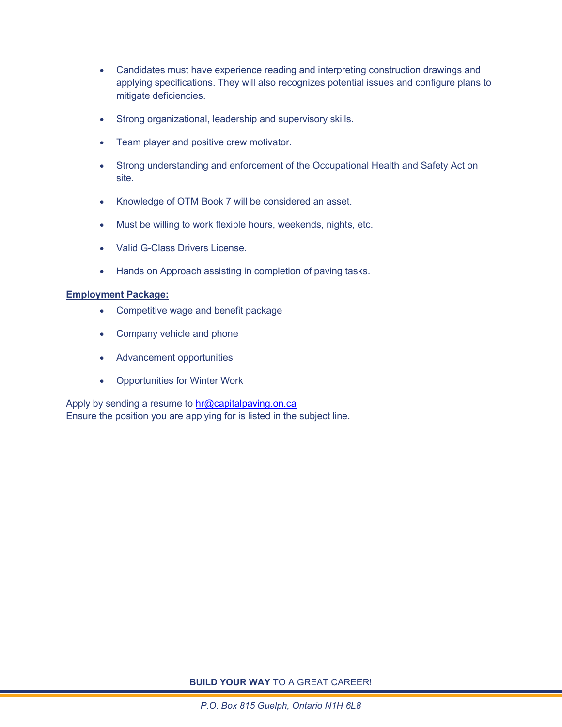- Candidates must have experience reading and interpreting construction drawings and applying specifications. They will also recognizes potential issues and configure plans to mitigate deficiencies.
- Strong organizational, leadership and supervisory skills.
- Team player and positive crew motivator.
- Strong understanding and enforcement of the Occupational Health and Safety Act on site.
- Knowledge of OTM Book 7 will be considered an asset.
- Must be willing to work flexible hours, weekends, nights, etc.
- Valid G-Class Drivers License.
- Hands on Approach assisting in completion of paving tasks.

**Employment Package:**

- Competitive wage and benefit package
- Company vehicle and phone
- Advancement opportunities
- Opportunities for Winter Work

Apply by sending a resume to hr@capitalpaving.on.ca
Ensure the position you are applying for is listed in the subject line.

**BUILD YOUR WAY** TO A GREAT CAREER!

*P.O. Box 815 Guelph, Ontario N1H 6L8*